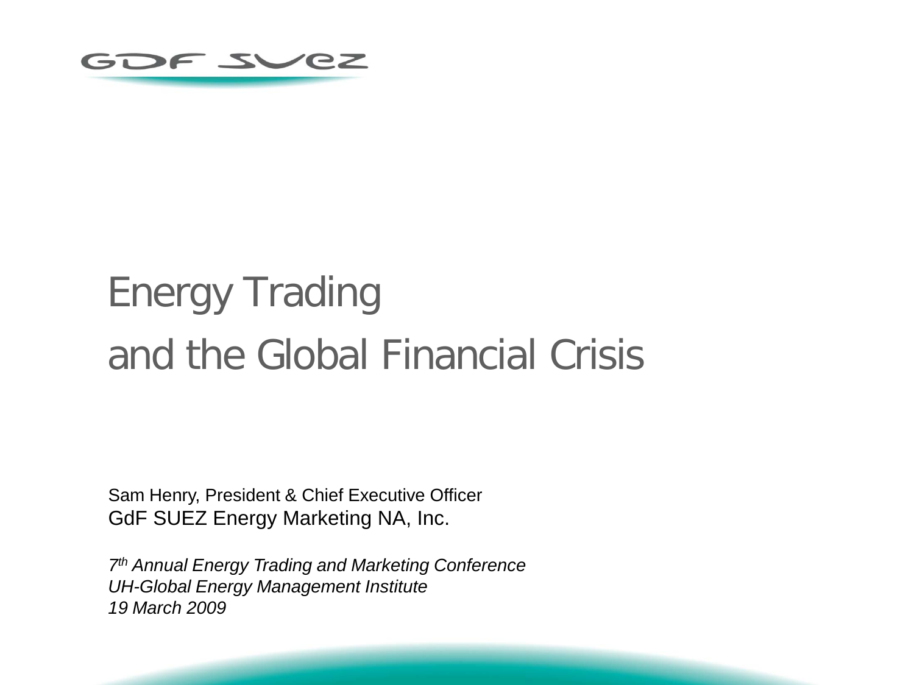GDF SUEZ

# Energy Trading and the Global Financial Crisis

Sam Henry, President & Chief Executive Officer
GdF SUEZ Energy Marketing NA, Inc.

*7th Annual Energy Trading and Marketing Conference*
*UH-Global Energy Management Institute*
*19 March 2009*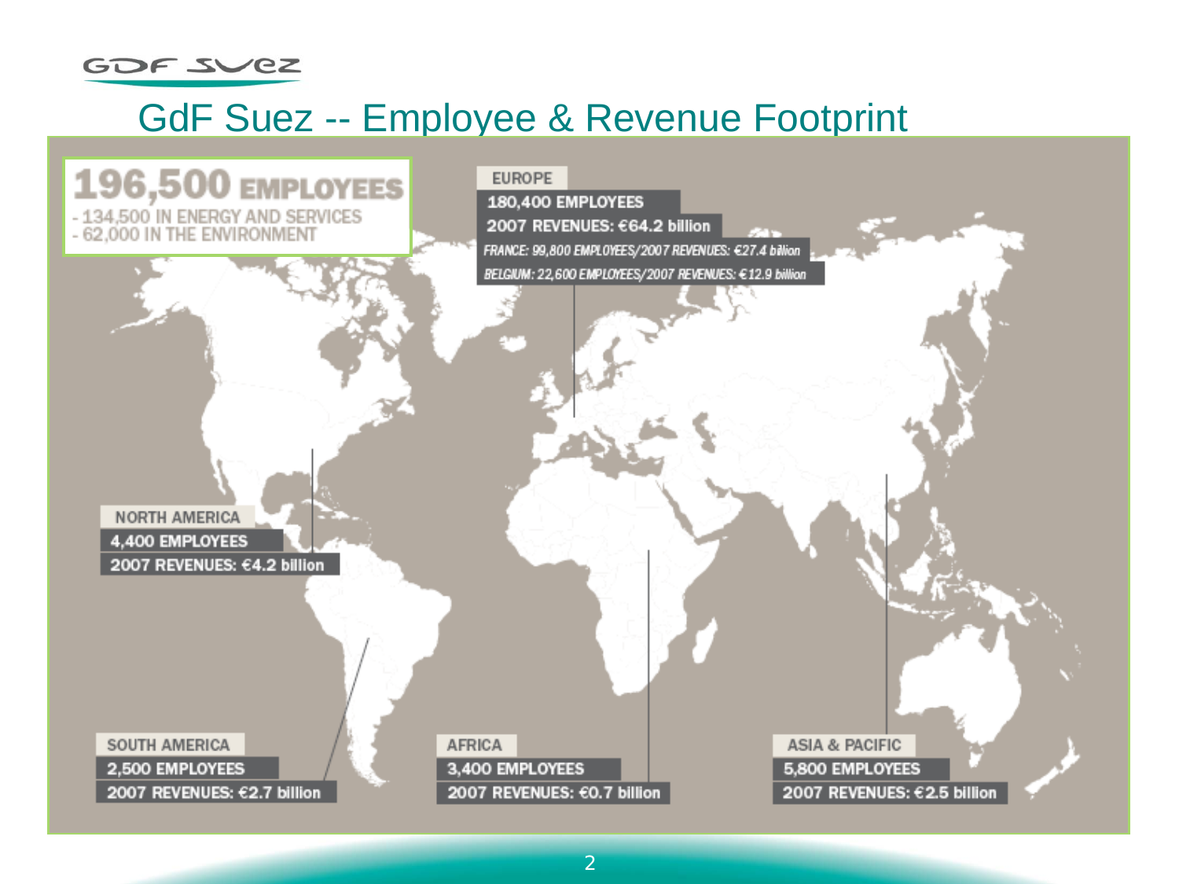# GdF Suez -- Employee & Revenue Footprint

**196,500 EMPLOYEES**
- 134,500 IN ENERGY AND SERVICES
- 62,000 IN THE ENVIRONMENT

**EUROPE**
180,400 EMPLOYEES
2007 REVENUES: €64.2 billion
*FRANCE: 99,800 EMPLOYEES/2007 REVENUES: €27.4 billion*
*BELGIUM: 22,600 EMPLOYEES/2007 REVENUES: €12.9 billion*

**NORTH AMERICA**
4,400 EMPLOYEES
2007 REVENUES: €4.2 billion

**SOUTH AMERICA**
2,500 EMPLOYEES
2007 REVENUES: €2.7 billion

**AFRICA**
3,400 EMPLOYEES
2007 REVENUES: €0.7 billion

**ASIA & PACIFIC**
5,800 EMPLOYEES
2007 REVENUES: €2.5 billion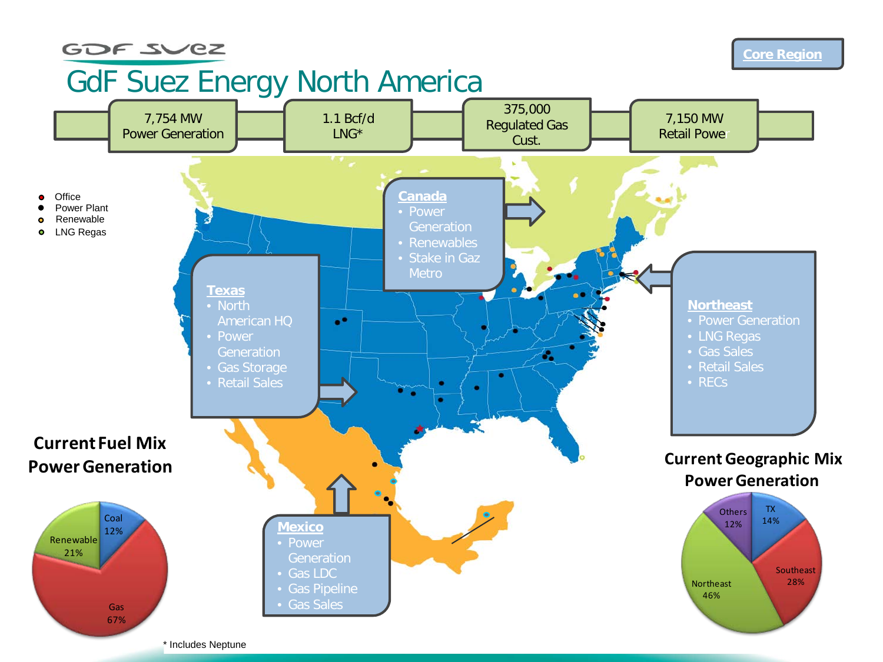# GdF Suez Energy North America

**Core Region**

| 7,754 MW Power Generation | 1.1 Bcf/d LNG* | 375,000 Regulated Gas Cust. | 7,150 MW Retail Power |
|---|---|---|---|

- Office
- Power Plant
- Renewable
- LNG Regas

**Canada**
- Power Generation
- Renewables
- Stake in Gaz Metro

**Texas**
- North American HQ
- Power Generation
- Gas Storage
- Retail Sales

**Northeast**
- Power Generation
- LNG Regas
- Gas Sales
- Retail Sales
- RECs

**Mexico**
- Power Generation
- Gas LDC
- Gas Pipeline
- Gas Sales

## Current Fuel Mix Power Generation

| Fuel | Share |
|---|---|
| Coal | 12% |
| Renewable | 21% |
| Gas | 67% |

## Current Geographic Mix Power Generation

| Region | Share |
|---|---|
| TX | 14% |
| Southeast | 28% |
| Northeast | 46% |
| Others | 12% |

\* Includes Neptune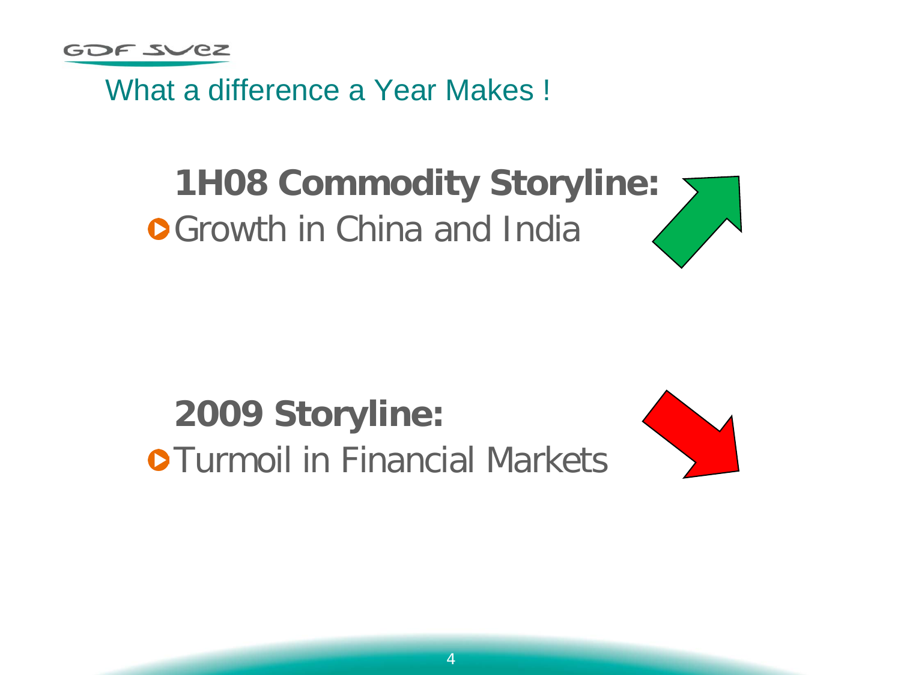# What a difference a Year Makes !

## 1H08 Commodity Storyline:

- Growth in China and India

## 2009 Storyline:

- Turmoil in Financial Markets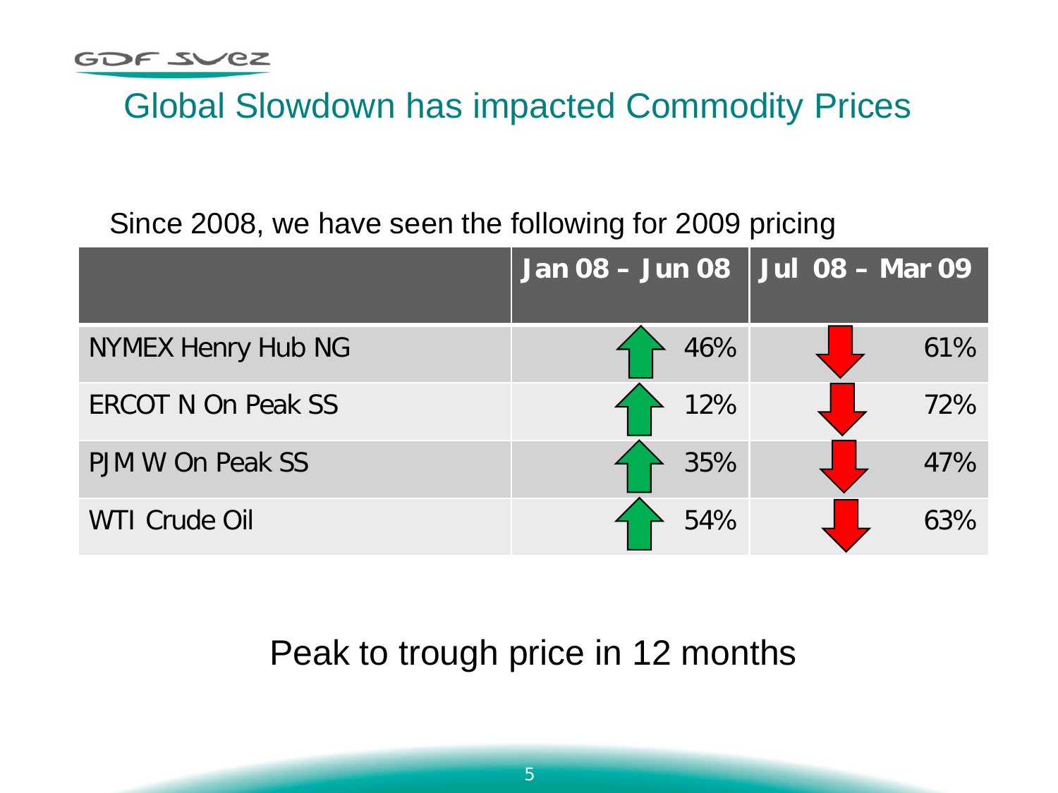# Global Slowdown has impacted Commodity Prices

Since 2008, we have seen the following for 2009 pricing

| | Jan 08 – Jun 08 | Jul 08 – Mar 09 |
|---|---|---|
| NYMEX Henry Hub NG | ↑ 46% | ↓ 61% |
| ERCOT N On Peak SS | ↑ 12% | ↓ 72% |
| PJM W On Peak SS | ↑ 35% | ↓ 47% |
| WTI Crude Oil | ↑ 54% | ↓ 63% |

Peak to trough price in 12 months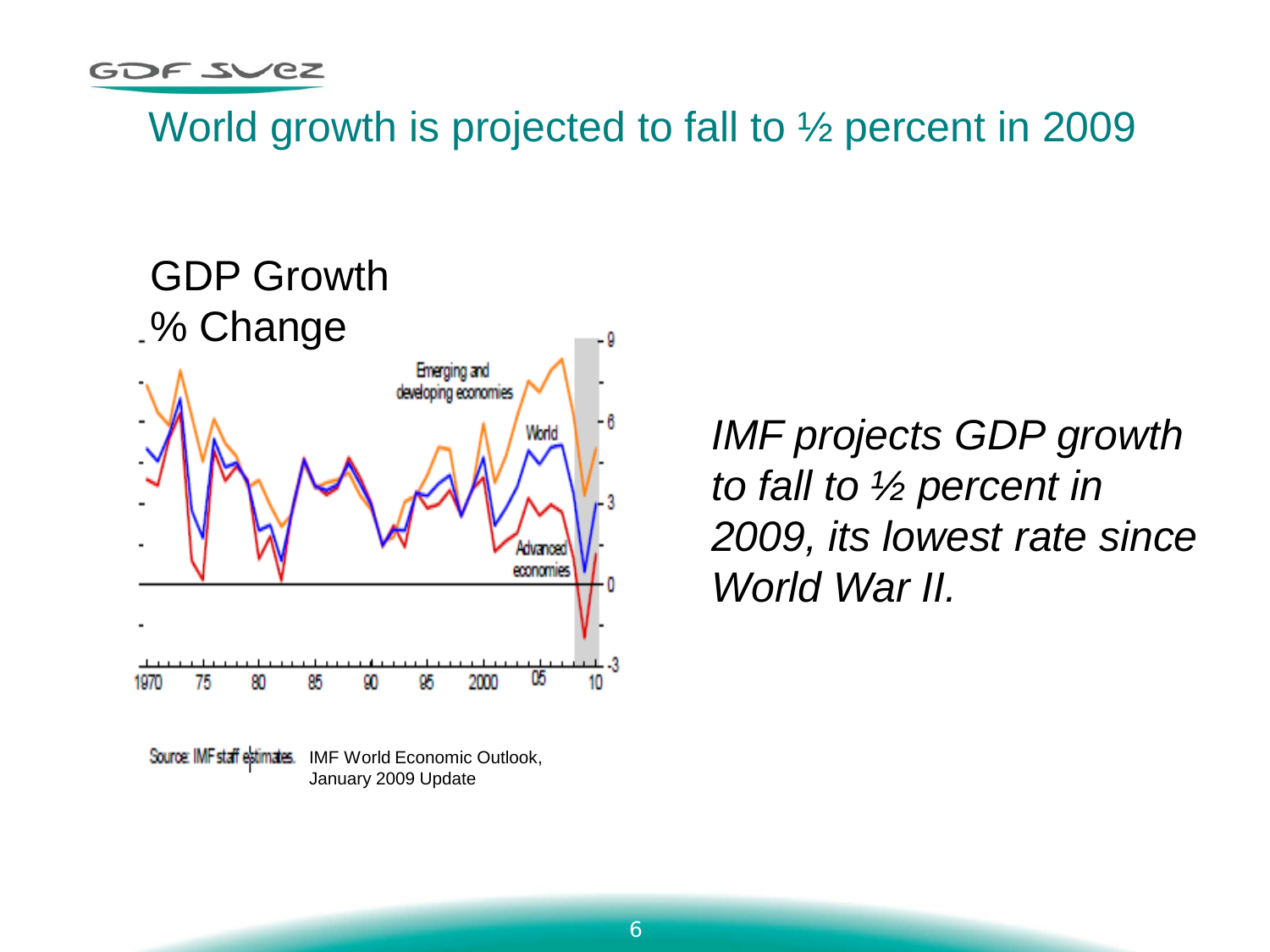# World growth is projected to fall to ½ percent in 2009

GDP Growth
% Change

Source: IMF staff estimates. IMF World Economic Outlook, January 2009 Update

*IMF projects GDP growth to fall to ½ percent in 2009, its lowest rate since World War II.*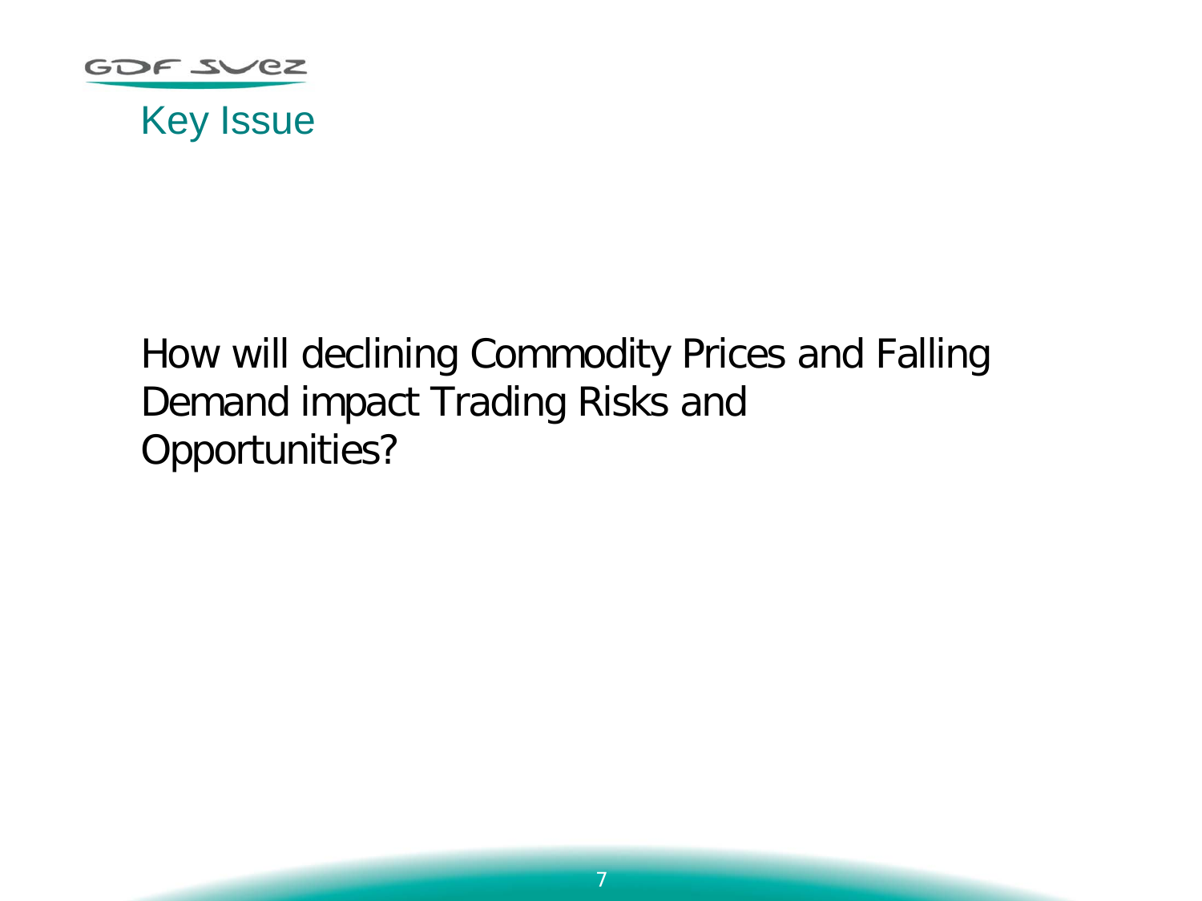# Key Issue

How will declining Commodity Prices and Falling Demand impact Trading Risks and Opportunities?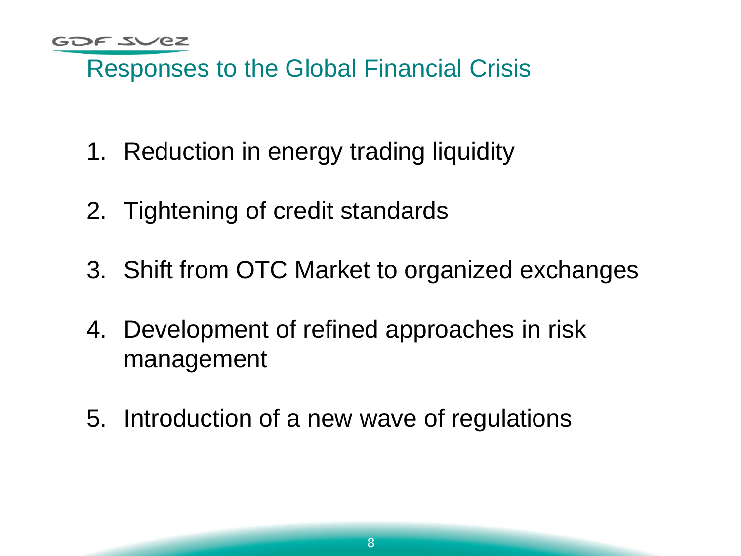# Responses to the Global Financial Crisis

1. Reduction in energy trading liquidity
2. Tightening of credit standards
3. Shift from OTC Market to organized exchanges
4. Development of refined approaches in risk management
5. Introduction of a new wave of regulations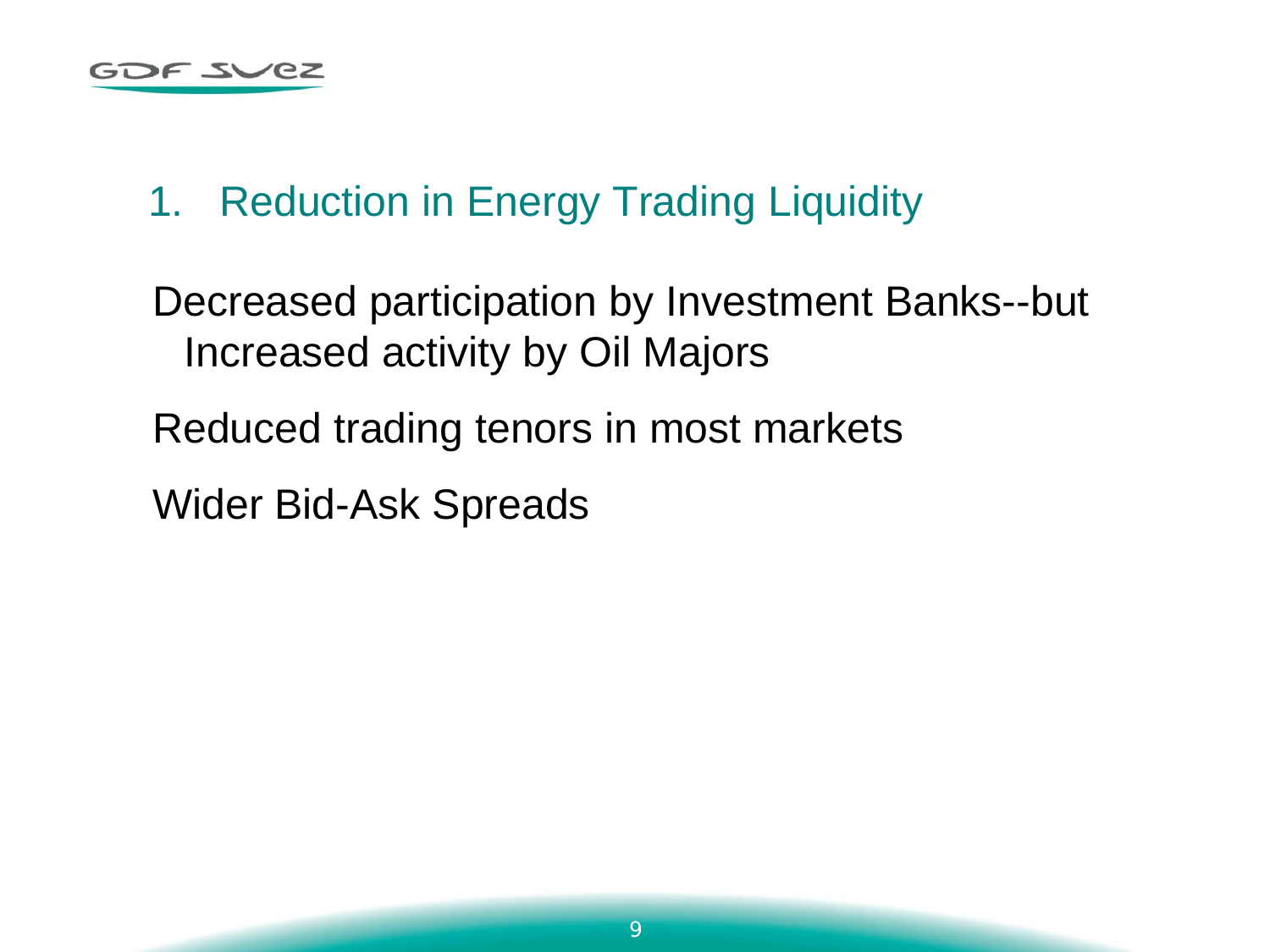## 1. Reduction in Energy Trading Liquidity

Decreased participation by Investment Banks--but Increased activity by Oil Majors

Reduced trading tenors in most markets

Wider Bid-Ask Spreads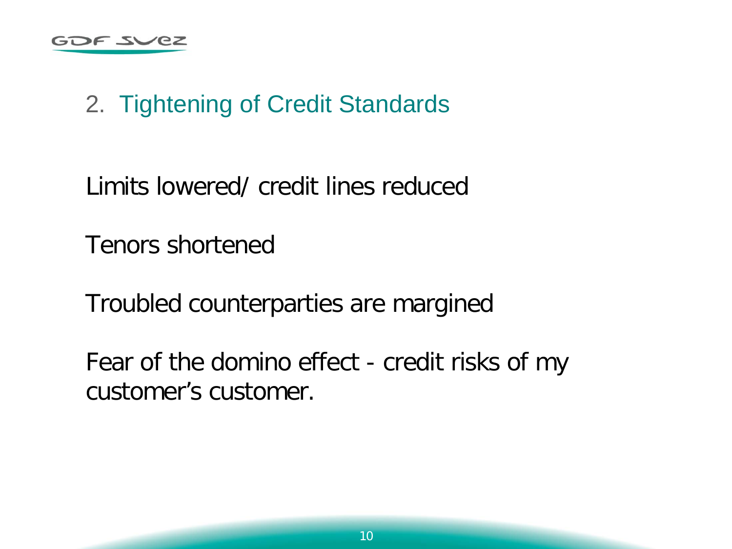## 2. Tightening of Credit Standards

Limits lowered/ credit lines reduced

Tenors shortened

Troubled counterparties are margined

Fear of the domino effect - credit risks of my customer's customer.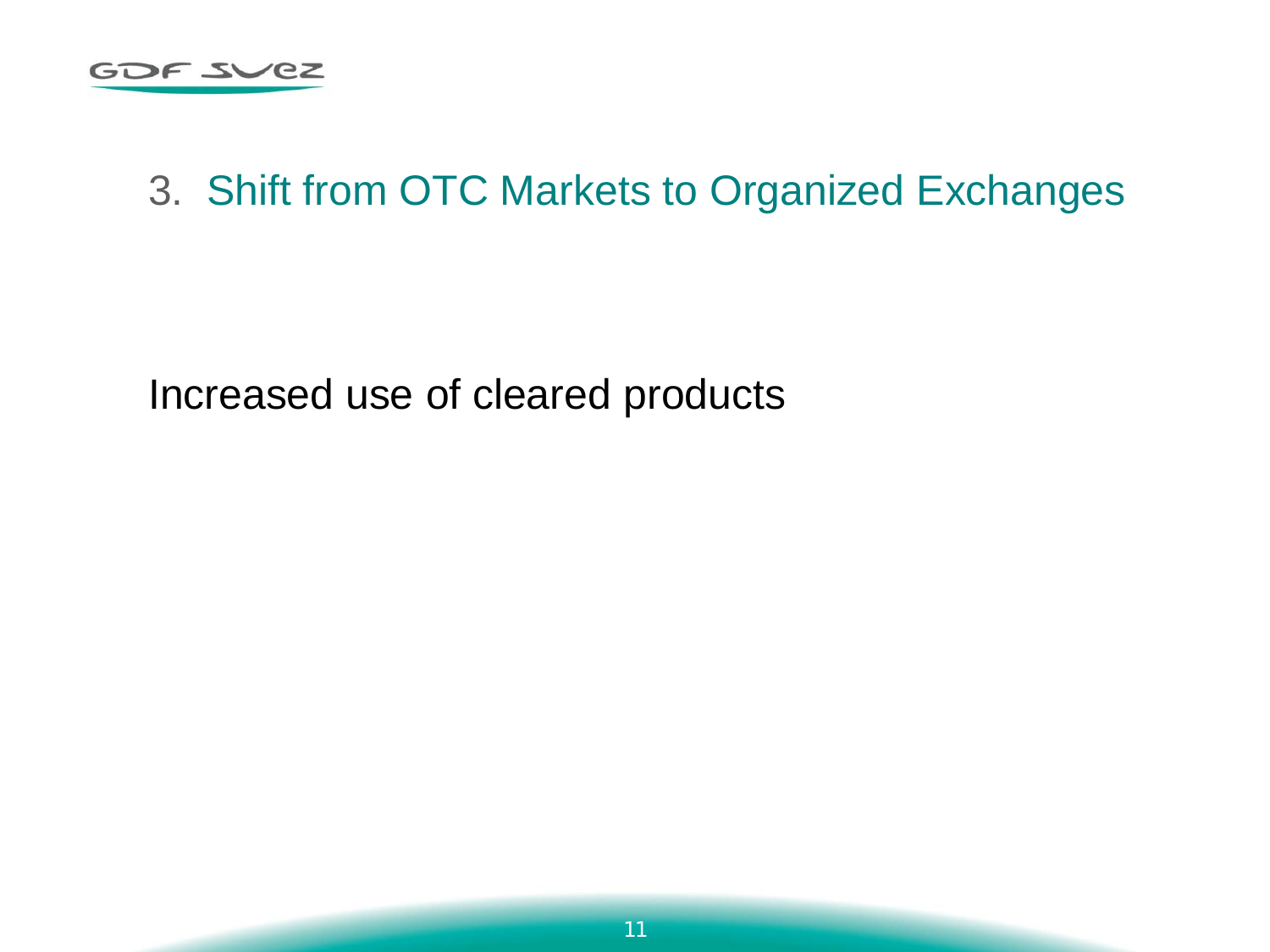## 3. Shift from OTC Markets to Organized Exchanges

Increased use of cleared products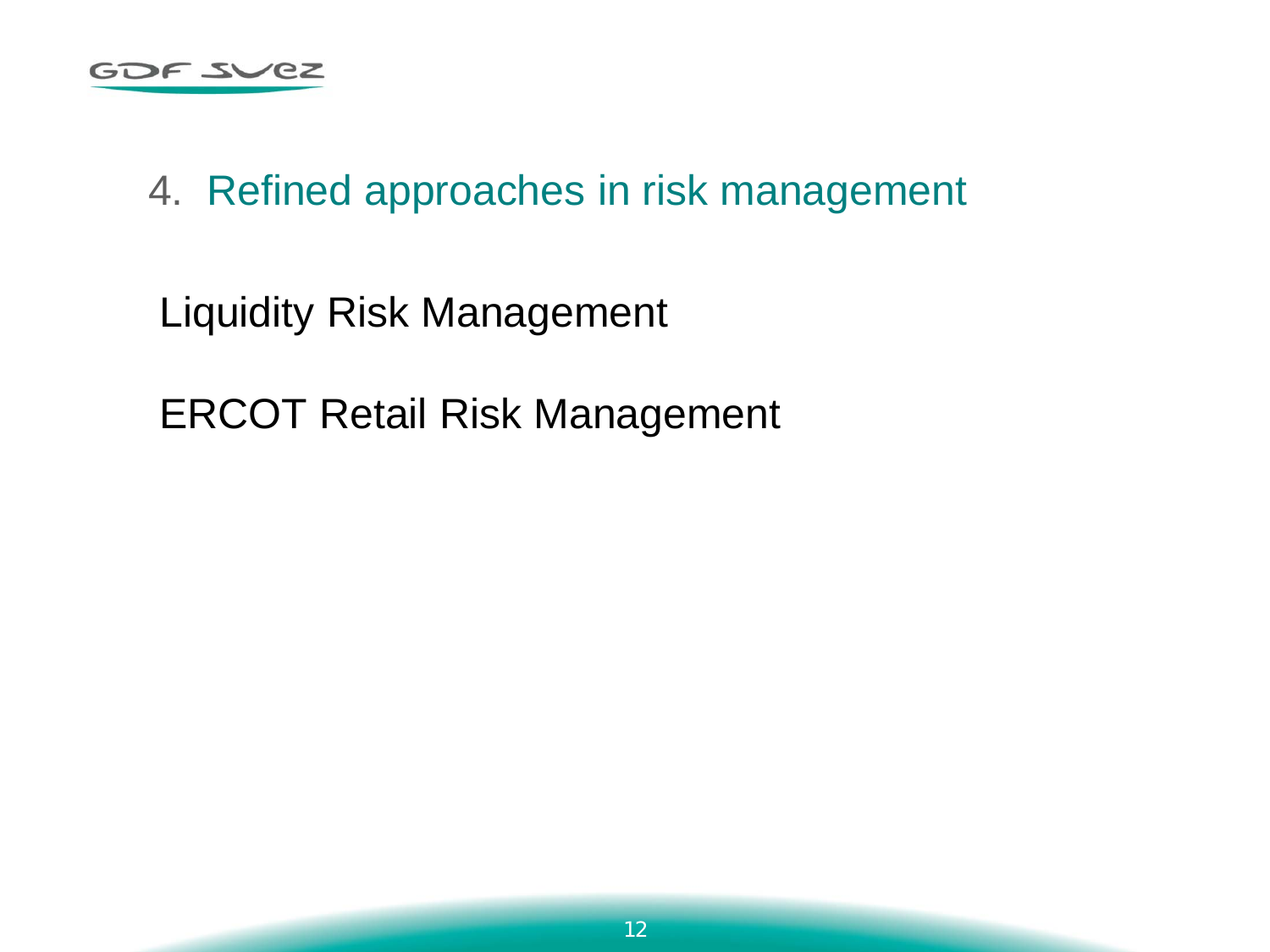## 4. Refined approaches in risk management

Liquidity Risk Management

ERCOT Retail Risk Management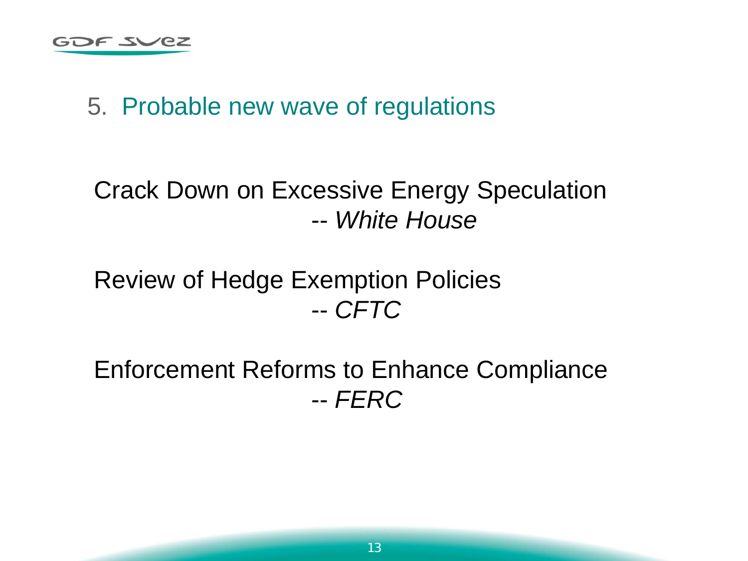## 5. Probable new wave of regulations

Crack Down on Excessive Energy Speculation
-- *White House*

Review of Hedge Exemption Policies
-- *CFTC*

Enforcement Reforms to Enhance Compliance
-- *FERC*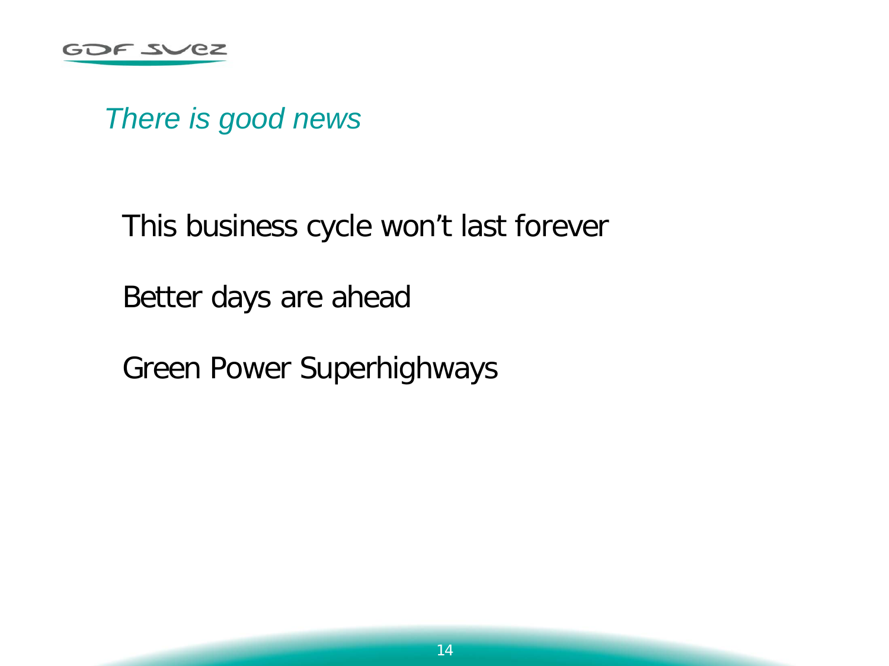## *There is good news*

This business cycle won't last forever

Better days are ahead

Green Power Superhighways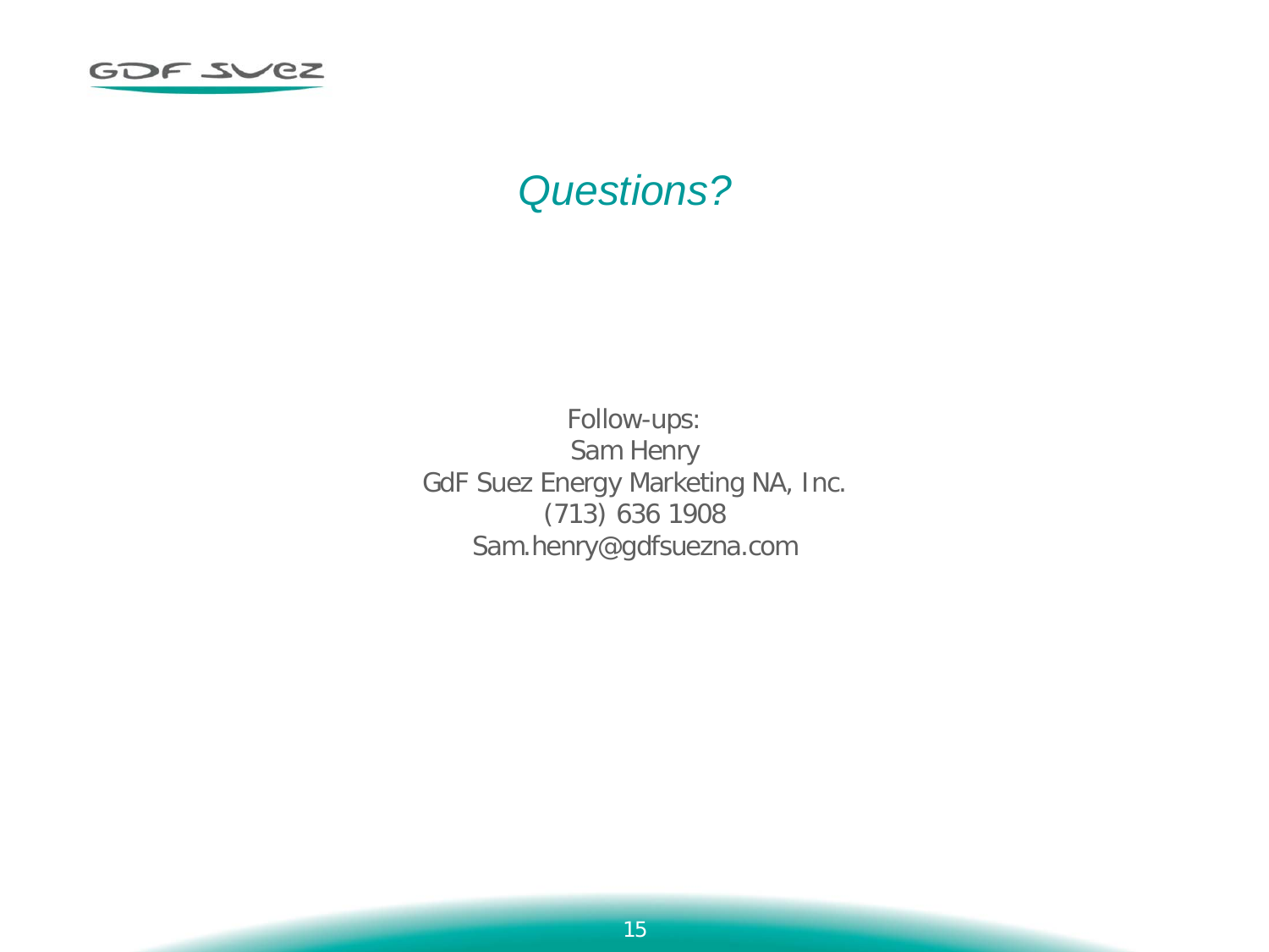# *Questions?*

Follow-ups:
Sam Henry
GdF Suez Energy Marketing NA, Inc.
(713) 636 1908
Sam.henry@gdfsuezna.com